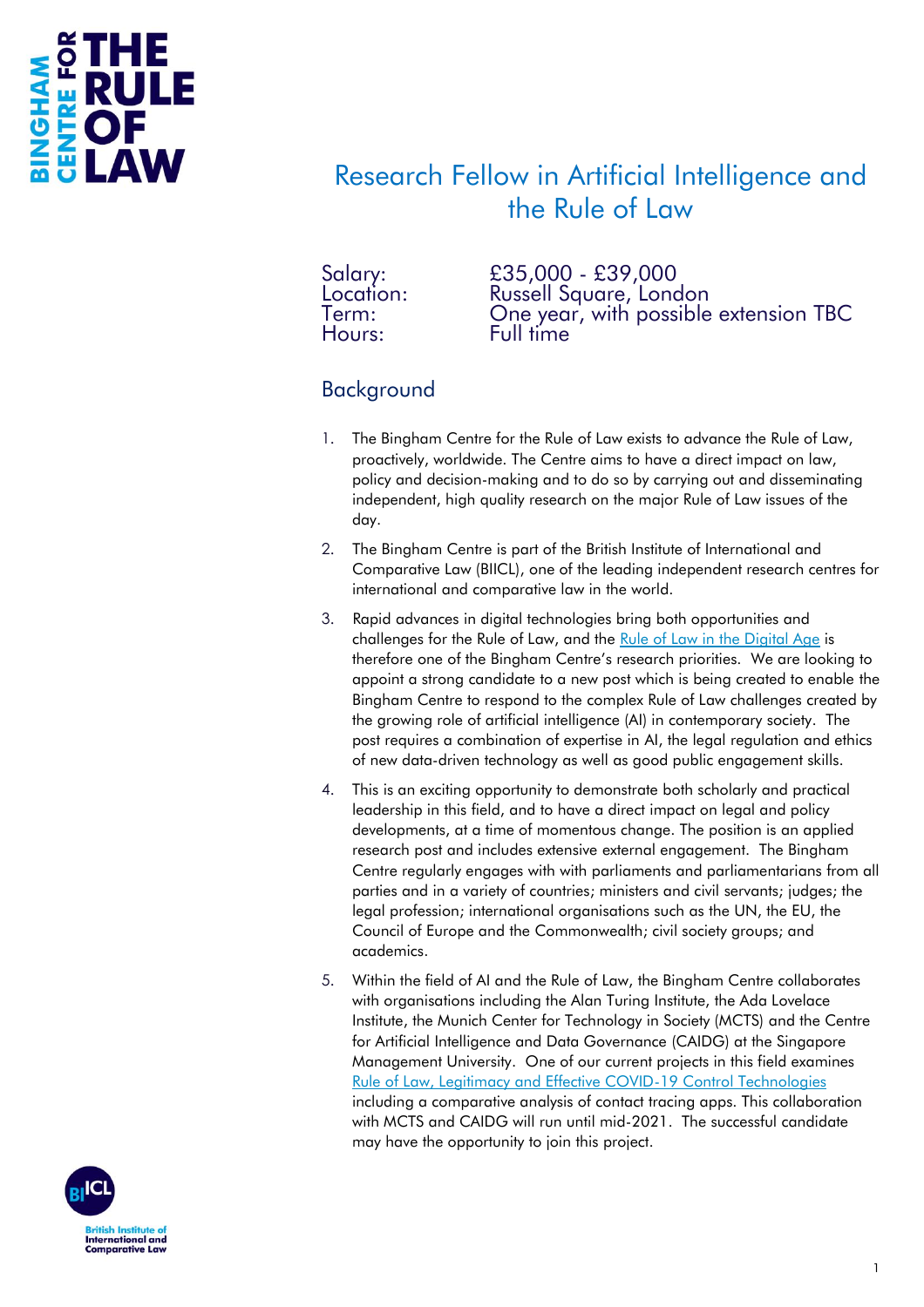# Research Fellow in Artificial Intelligence and the Rule of Law

Salary: £35,000 - £39,000
Location: Russell Square, London
Term: One year, with possible extension TBC
Hours: Full time

## Background

1. The Bingham Centre for the Rule of Law exists to advance the Rule of Law, proactively, worldwide. The Centre aims to have a direct impact on law, policy and decision-making and to do so by carrying out and disseminating independent, high quality research on the major Rule of Law issues of the day.

2. The Bingham Centre is part of the British Institute of International and Comparative Law (BIICL), one of the leading independent research centres for international and comparative law in the world.

3. Rapid advances in digital technologies bring both opportunities and challenges for the Rule of Law, and the Rule of Law in the Digital Age is therefore one of the Bingham Centre's research priorities. We are looking to appoint a strong candidate to a new post which is being created to enable the Bingham Centre to respond to the complex Rule of Law challenges created by the growing role of artificial intelligence (AI) in contemporary society. The post requires a combination of expertise in AI, the legal regulation and ethics of new data-driven technology as well as good public engagement skills.

4. This is an exciting opportunity to demonstrate both scholarly and practical leadership in this field, and to have a direct impact on legal and policy developments, at a time of momentous change. The position is an applied research post and includes extensive external engagement. The Bingham Centre regularly engages with with parliaments and parliamentarians from all parties and in a variety of countries; ministers and civil servants; judges; the legal profession; international organisations such as the UN, the EU, the Council of Europe and the Commonwealth; civil society groups; and academics.

5. Within the field of AI and the Rule of Law, the Bingham Centre collaborates with organisations including the Alan Turing Institute, the Ada Lovelace Institute, the Munich Center for Technology in Society (MCTS) and the Centre for Artificial Intelligence and Data Governance (CAIDG) at the Singapore Management University. One of our current projects in this field examines Rule of Law, Legitimacy and Effective COVID-19 Control Technologies including a comparative analysis of contact tracing apps. This collaboration with MCTS and CAIDG will run until mid-2021. The successful candidate may have the opportunity to join this project.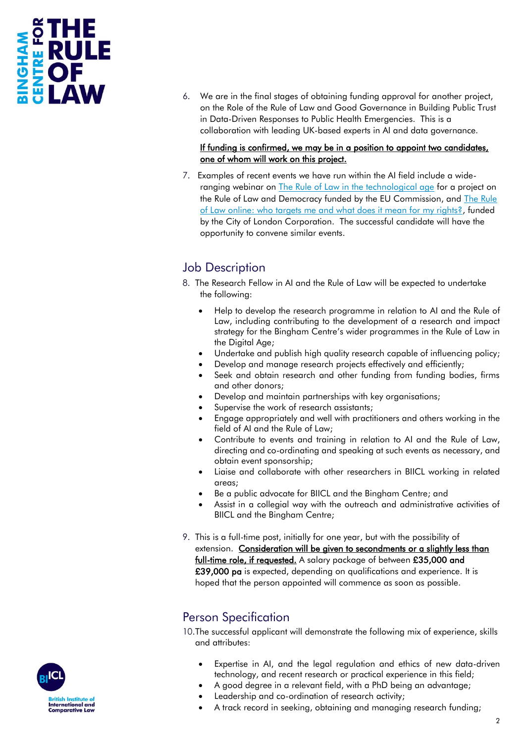6. We are in the final stages of obtaining funding approval for another project, on the Role of the Rule of Law and Good Governance in Building Public Trust in Data-Driven Responses to Public Health Emergencies. This is a collaboration with leading UK-based experts in AI and data governance.

   **If funding is confirmed, we may be in a position to appoint two candidates, one of whom will work on this project.**

7. Examples of recent events we have run within the AI field include a wide-ranging webinar on The Rule of Law in the technological age for a project on the Rule of Law and Democracy funded by the EU Commission, and The Rule of Law online: who targets me and what does it mean for my rights?, funded by the City of London Corporation. The successful candidate will have the opportunity to convene similar events.

## Job Description

8. The Research Fellow in AI and the Rule of Law will be expected to undertake the following:

   - Help to develop the research programme in relation to AI and the Rule of Law, including contributing to the development of a research and impact strategy for the Bingham Centre's wider programmes in the Rule of Law in the Digital Age;
   - Undertake and publish high quality research capable of influencing policy;
   - Develop and manage research projects effectively and efficiently;
   - Seek and obtain research and other funding from funding bodies, firms and other donors;
   - Develop and maintain partnerships with key organisations;
   - Supervise the work of research assistants;
   - Engage appropriately and well with practitioners and others working in the field of AI and the Rule of Law;
   - Contribute to events and training in relation to AI and the Rule of Law, directing and co-ordinating and speaking at such events as necessary, and obtain event sponsorship;
   - Liaise and collaborate with other researchers in BIICL working in related areas;
   - Be a public advocate for BIICL and the Bingham Centre; and
   - Assist in a collegial way with the outreach and administrative activities of BIICL and the Bingham Centre;

9. This is a full-time post, initially for one year, but with the possibility of extension. **Consideration will be given to secondments or a slightly less than full-time role, if requested.** A salary package of between **£35,000 and £39,000 pa** is expected, depending on qualifications and experience. It is hoped that the person appointed will commence as soon as possible.

## Person Specification

10. The successful applicant will demonstrate the following mix of experience, skills and attributes:

    - Expertise in AI, and the legal regulation and ethics of new data-driven technology, and recent research or practical experience in this field;
    - A good degree in a relevant field, with a PhD being an advantage;
    - Leadership and co-ordination of research activity;
    - A track record in seeking, obtaining and managing research funding;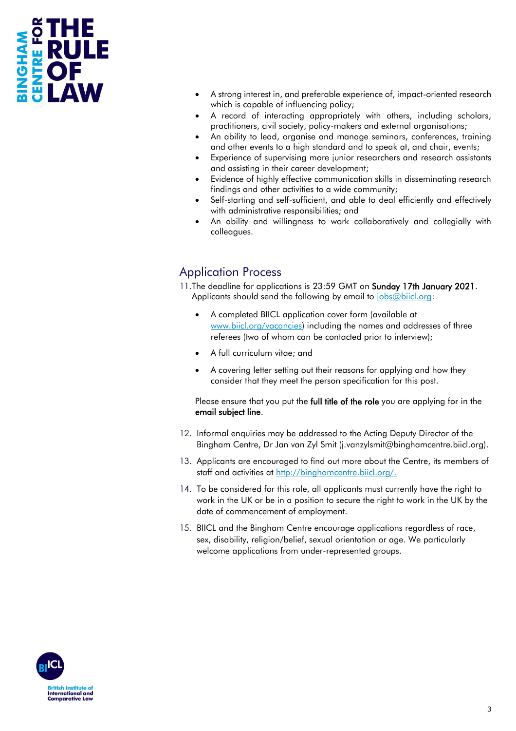- A strong interest in, and preferable experience of, impact-oriented research which is capable of influencing policy;
- A record of interacting appropriately with others, including scholars, practitioners, civil society, policy-makers and external organisations;
- An ability to lead, organise and manage seminars, conferences, training and other events to a high standard and to speak at, and chair, events;
- Experience of supervising more junior researchers and research assistants and assisting in their career development;
- Evidence of highly effective communication skills in disseminating research findings and other activities to a wide community;
- Self-starting and self-sufficient, and able to deal efficiently and effectively with administrative responsibilities; and
- An ability and willingness to work collaboratively and collegially with colleagues.

## Application Process

11. The deadline for applications is 23:59 GMT on **Sunday 17th January 2021**. Applicants should send the following by email to jobs@biicl.org:

    - A completed BIICL application cover form (available at www.biicl.org/vacancies) including the names and addresses of three referees (two of whom can be contacted prior to interview);
    - A full curriculum vitae; and
    - A covering letter setting out their reasons for applying and how they consider that they meet the person specification for this post.

    Please ensure that you put the **full title of the role** you are applying for in the **email subject line**.

12. Informal enquiries may be addressed to the Acting Deputy Director of the Bingham Centre, Dr Jan van Zyl Smit (j.vanzylsmit@binghamcentre.biicl.org).

13. Applicants are encouraged to find out more about the Centre, its members of staff and activities at http://binghamcentre.biicl.org/.

14. To be considered for this role, all applicants must currently have the right to work in the UK or be in a position to secure the right to work in the UK by the date of commencement of employment.

15. BIICL and the Bingham Centre encourage applications regardless of race, sex, disability, religion/belief, sexual orientation or age. We particularly welcome applications from under-represented groups.